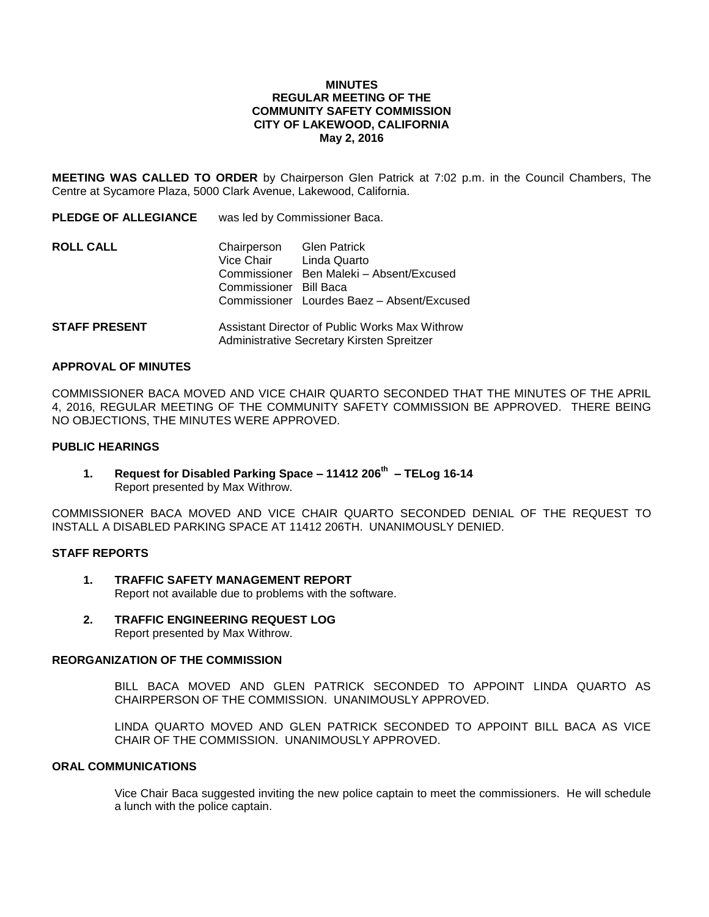**MINUTES**
**REGULAR MEETING OF THE**
**COMMUNITY SAFETY COMMISSION**
**CITY OF LAKEWOOD, CALIFORNIA**
**May 2, 2016**

**MEETING WAS CALLED TO ORDER** by Chairperson Glen Patrick at 7:02 p.m. in the Council Chambers, The Centre at Sycamore Plaza, 5000 Clark Avenue, Lakewood, California.

**PLEDGE OF ALLEGIANCE** was led by Commissioner Baca.

**ROLL CALL**

| | |
|---|---|
| Chairperson | Glen Patrick |
| Vice Chair | Linda Quarto |
| Commissioner | Ben Maleki – Absent/Excused |
| Commissioner | Bill Baca |
| Commissioner | Lourdes Baez – Absent/Excused |

**STAFF PRESENT**

Assistant Director of Public Works Max Withrow
Administrative Secretary Kirsten Spreitzer

### APPROVAL OF MINUTES

COMMISSIONER BACA MOVED AND VICE CHAIR QUARTO SECONDED THAT THE MINUTES OF THE APRIL 4, 2016, REGULAR MEETING OF THE COMMUNITY SAFETY COMMISSION BE APPROVED. THERE BEING NO OBJECTIONS, THE MINUTES WERE APPROVED.

### PUBLIC HEARINGS

1. **Request for Disabled Parking Space – 11412 206th – TELog 16-14**
   Report presented by Max Withrow.

COMMISSIONER BACA MOVED AND VICE CHAIR QUARTO SECONDED DENIAL OF THE REQUEST TO INSTALL A DISABLED PARKING SPACE AT 11412 206TH. UNANIMOUSLY DENIED.

### STAFF REPORTS

1. **TRAFFIC SAFETY MANAGEMENT REPORT**
   Report not available due to problems with the software.

2. **TRAFFIC ENGINEERING REQUEST LOG**
   Report presented by Max Withrow.

### REORGANIZATION OF THE COMMISSION

BILL BACA MOVED AND GLEN PATRICK SECONDED TO APPOINT LINDA QUARTO AS CHAIRPERSON OF THE COMMISSION. UNANIMOUSLY APPROVED.

LINDA QUARTO MOVED AND GLEN PATRICK SECONDED TO APPOINT BILL BACA AS VICE CHAIR OF THE COMMISSION. UNANIMOUSLY APPROVED.

### ORAL COMMUNICATIONS

Vice Chair Baca suggested inviting the new police captain to meet the commissioners. He will schedule a lunch with the police captain.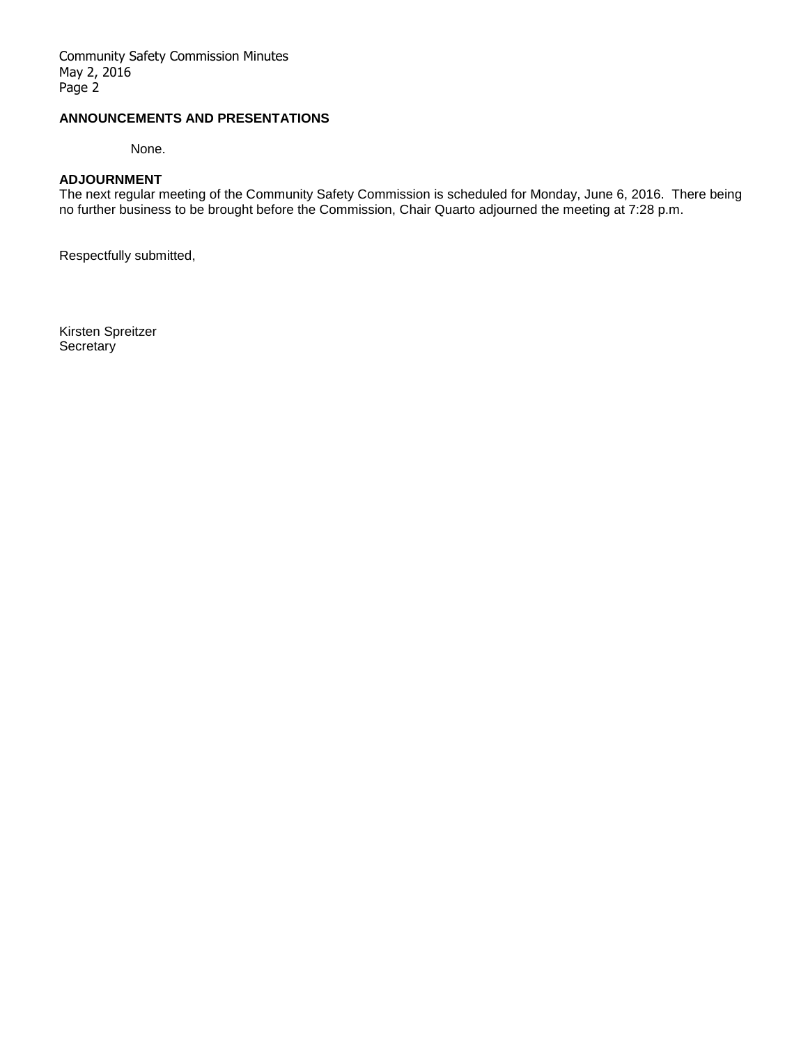**ANNOUNCEMENTS AND PRESENTATIONS**

None.

**ADJOURNMENT**

The next regular meeting of the Community Safety Commission is scheduled for Monday, June 6, 2016. There being no further business to be brought before the Commission, Chair Quarto adjourned the meeting at 7:28 p.m.

Respectfully submitted,

Kirsten Spreitzer
Secretary